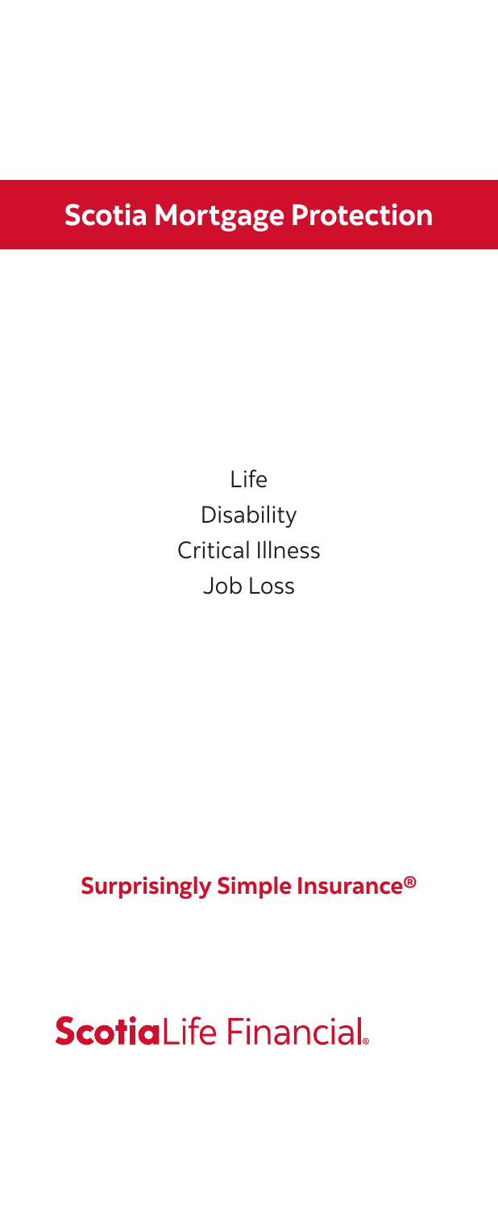# Scotia Mortgage Protection

Life

Disability

Critical Illness

Job Loss

**Surprisingly Simple Insurance®**

**Scotia**Life Financial®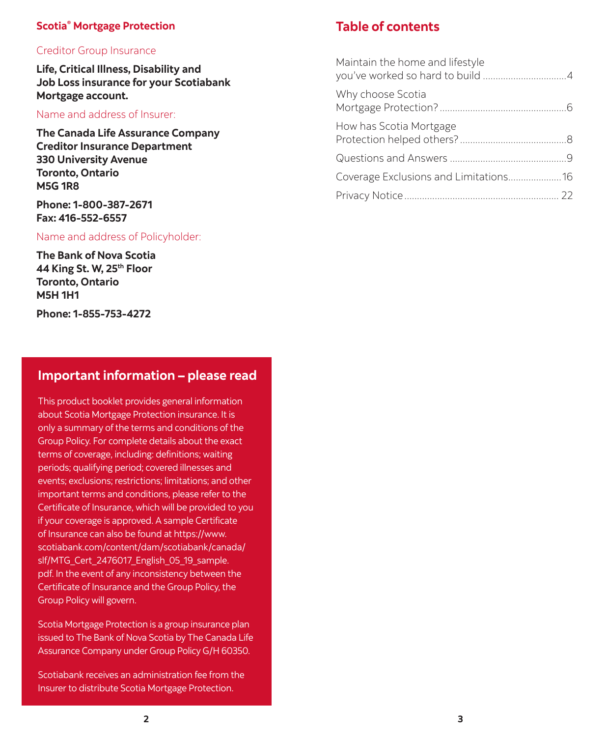## Scotia® Mortgage Protection

Creditor Group Insurance

**Life, Critical Illness, Disability and Job Loss insurance for your Scotiabank Mortgage account.**

Name and address of Insurer:

**The Canada Life Assurance Company**
**Creditor Insurance Department**
**330 University Avenue**
**Toronto, Ontario**
**M5G 1R8**

**Phone: 1-800-387-2671**
**Fax: 416-552-6557**

Name and address of Policyholder:

**The Bank of Nova Scotia**
**44 King St. W, 25th Floor**
**Toronto, Ontario**
**M5H 1H1**

**Phone: 1-855-753-4272**

### Important information – please read

This product booklet provides general information about Scotia Mortgage Protection insurance. It is only a summary of the terms and conditions of the Group Policy. For complete details about the exact terms of coverage, including: definitions; waiting periods; qualifying period; covered illnesses and events; exclusions; restrictions; limitations; and other important terms and conditions, please refer to the Certificate of Insurance, which will be provided to you if your coverage is approved. A sample Certificate of Insurance can also be found at https://www.scotiabank.com/content/dam/scotiabank/canada/slf/MTG_Cert_2476017_English_05_19_sample.pdf. In the event of any inconsistency between the Certificate of Insurance and the Group Policy, the Group Policy will govern.

Scotia Mortgage Protection is a group insurance plan issued to The Bank of Nova Scotia by The Canada Life Assurance Company under Group Policy G/H 60350.

Scotiabank receives an administration fee from the Insurer to distribute Scotia Mortgage Protection.

## Table of contents

Maintain the home and lifestyle you've worked so hard to build ....................4

Why choose Scotia Mortgage Protection? ....................6

How has Scotia Mortgage Protection helped others? ....................8

Questions and Answers ....................9

Coverage Exclusions and Limitations ....................16

Privacy Notice ....................22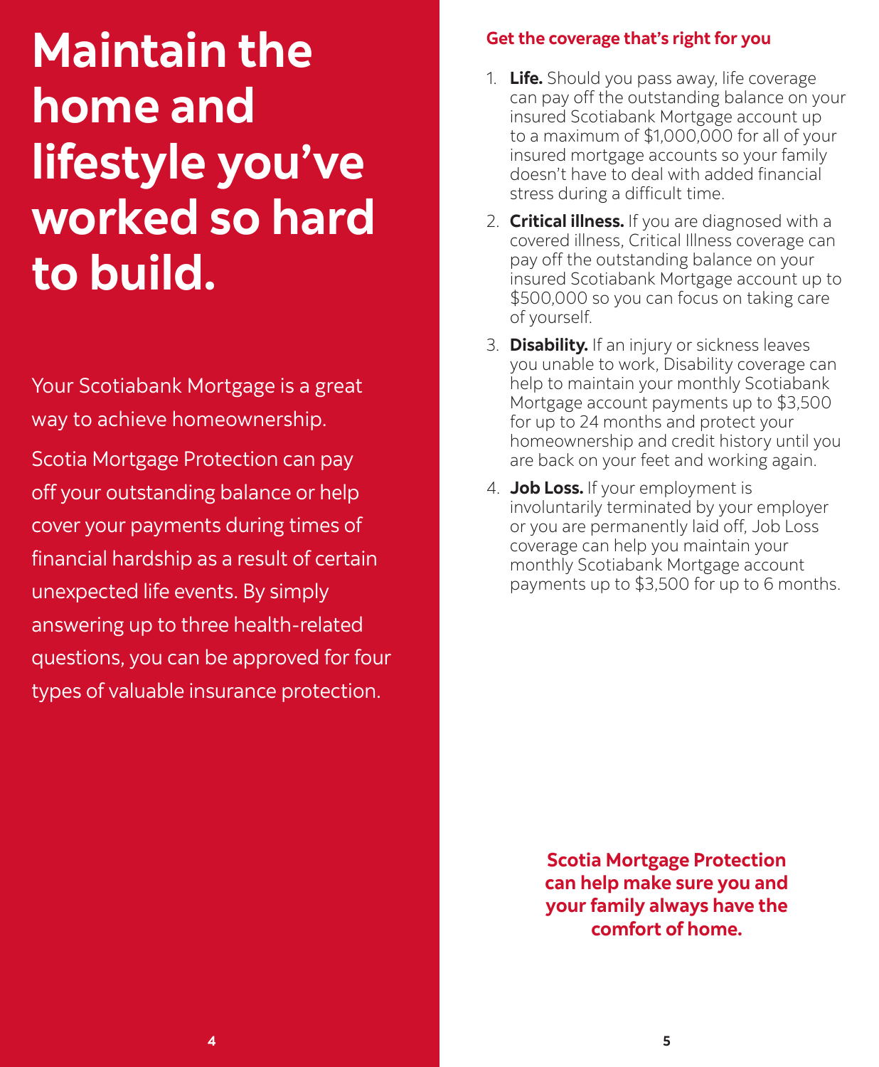# Maintain the home and lifestyle you've worked so hard to build.

Your Scotiabank Mortgage is a great way to achieve homeownership.

Scotia Mortgage Protection can pay off your outstanding balance or help cover your payments during times of financial hardship as a result of certain unexpected life events. By simply answering up to three health-related questions, you can be approved for four types of valuable insurance protection.

## Get the coverage that's right for you

1. **Life.** Should you pass away, life coverage can pay off the outstanding balance on your insured Scotiabank Mortgage account up to a maximum of $1,000,000 for all of your insured mortgage accounts so your family doesn't have to deal with added financial stress during a difficult time.
2. **Critical illness.** If you are diagnosed with a covered illness, Critical Illness coverage can pay off the outstanding balance on your insured Scotiabank Mortgage account up to $500,000 so you can focus on taking care of yourself.
3. **Disability.** If an injury or sickness leaves you unable to work, Disability coverage can help to maintain your monthly Scotiabank Mortgage account payments up to $3,500 for up to 24 months and protect your homeownership and credit history until you are back on your feet and working again.
4. **Job Loss.** If your employment is involuntarily terminated by your employer or you are permanently laid off, Job Loss coverage can help you maintain your monthly Scotiabank Mortgage account payments up to $3,500 for up to 6 months.

**Scotia Mortgage Protection can help make sure you and your family always have the comfort of home.**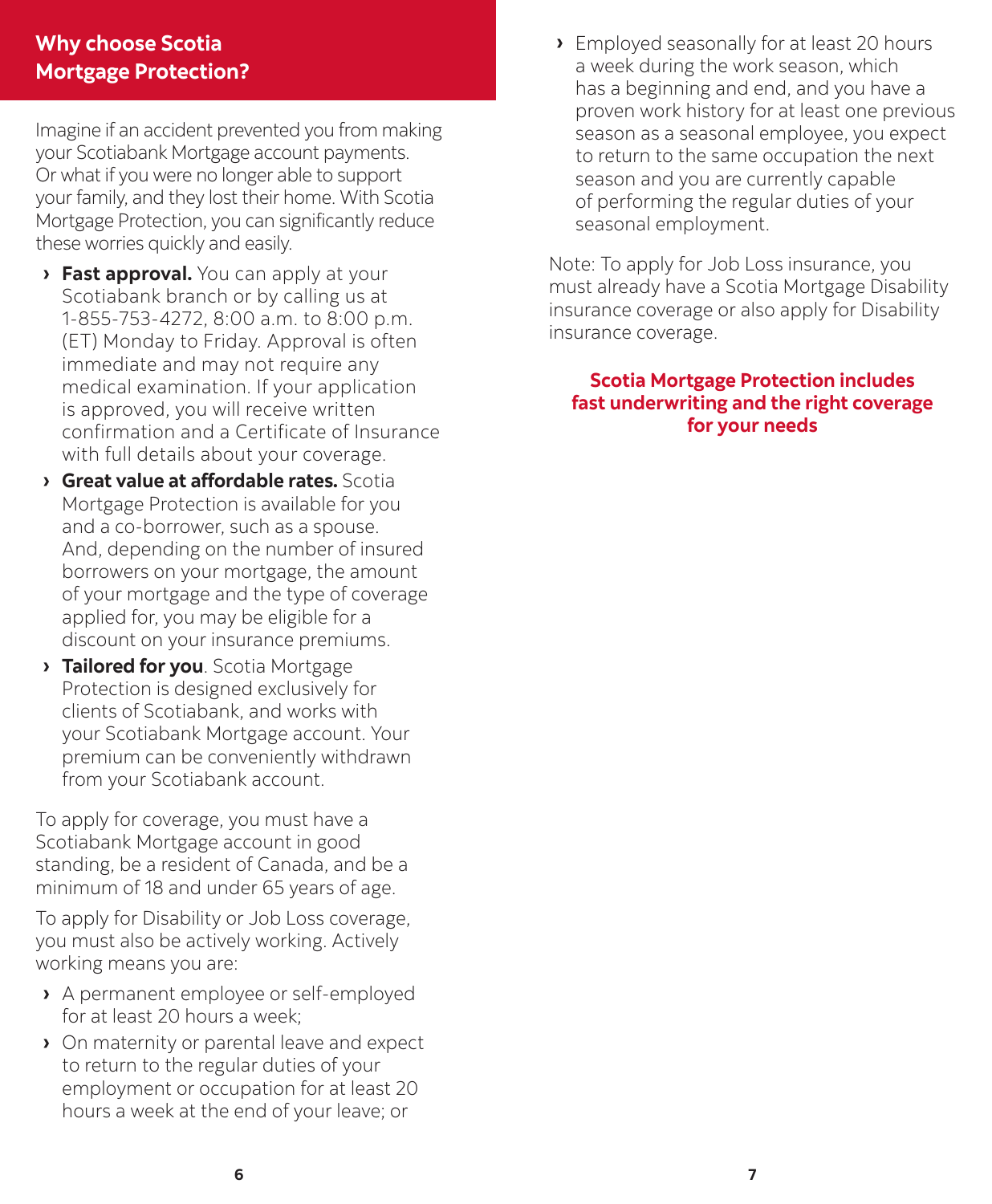## Why choose Scotia Mortgage Protection?

Imagine if an accident prevented you from making your Scotiabank Mortgage account payments. Or what if you were no longer able to support your family, and they lost their home. With Scotia Mortgage Protection, you can significantly reduce these worries quickly and easily.

- **Fast approval.** You can apply at your Scotiabank branch or by calling us at 1-855-753-4272, 8:00 a.m. to 8:00 p.m. (ET) Monday to Friday. Approval is often immediate and may not require any medical examination. If your application is approved, you will receive written confirmation and a Certificate of Insurance with full details about your coverage.
- **Great value at affordable rates.** Scotia Mortgage Protection is available for you and a co-borrower, such as a spouse. And, depending on the number of insured borrowers on your mortgage, the amount of your mortgage and the type of coverage applied for, you may be eligible for a discount on your insurance premiums.
- **Tailored for you**. Scotia Mortgage Protection is designed exclusively for clients of Scotiabank, and works with your Scotiabank Mortgage account. Your premium can be conveniently withdrawn from your Scotiabank account.

To apply for coverage, you must have a Scotiabank Mortgage account in good standing, be a resident of Canada, and be a minimum of 18 and under 65 years of age.

To apply for Disability or Job Loss coverage, you must also be actively working. Actively working means you are:

- A permanent employee or self-employed for at least 20 hours a week;
- On maternity or parental leave and expect to return to the regular duties of your employment or occupation for at least 20 hours a week at the end of your leave; or
- Employed seasonally for at least 20 hours a week during the work season, which has a beginning and end, and you have a proven work history for at least one previous season as a seasonal employee, you expect to return to the same occupation the next season and you are currently capable of performing the regular duties of your seasonal employment.

Note: To apply for Job Loss insurance, you must already have a Scotia Mortgage Disability insurance coverage or also apply for Disability insurance coverage.

**Scotia Mortgage Protection includes fast underwriting and the right coverage for your needs**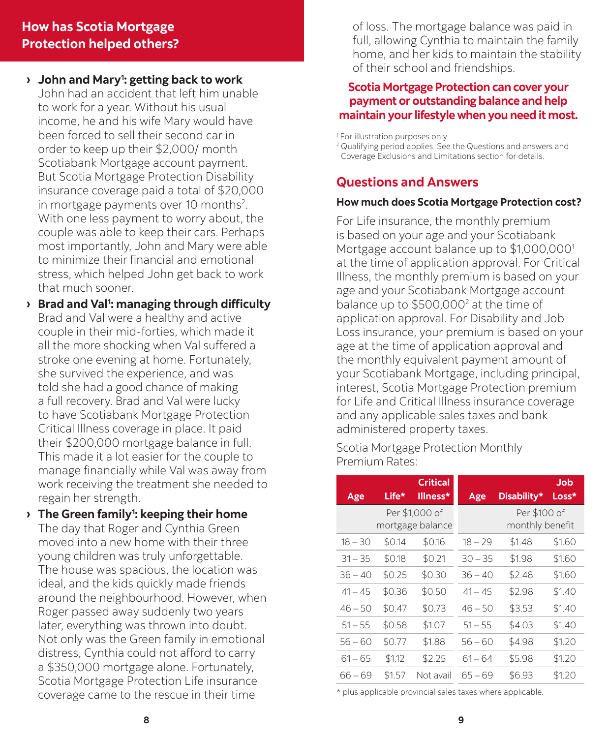## How has Scotia Mortgage Protection helped others?

- **John and Mary[1]: getting back to work**
  John had an accident that left him unable to work for a year. Without his usual income, he and his wife Mary would have been forced to sell their second car in order to keep up their $2,000/ month Scotiabank Mortgage account payment. But Scotia Mortgage Protection Disability insurance coverage paid a total of $20,000 in mortgage payments over 10 months[2]. With one less payment to worry about, the couple was able to keep their cars. Perhaps most importantly, John and Mary were able to minimize their financial and emotional stress, which helped John get back to work that much sooner.
- **Brad and Val[1]: managing through difficulty**
  Brad and Val were a healthy and active couple in their mid-forties, which made it all the more shocking when Val suffered a stroke one evening at home. Fortunately, she survived the experience, and was told she had a good chance of making a full recovery. Brad and Val were lucky to have Scotiabank Mortgage Protection Critical Illness coverage in place. It paid their $200,000 mortgage balance in full. This made it a lot easier for the couple to manage financially while Val was away from work receiving the treatment she needed to regain her strength.
- **The Green family[1]: keeping their home**
  The day that Roger and Cynthia Green moved into a new home with their three young children was truly unforgettable. The house was spacious, the location was ideal, and the kids quickly made friends around the neighbourhood. However, when Roger passed away suddenly two years later, everything was thrown into doubt. Not only was the Green family in emotional distress, Cynthia could not afford to carry a $350,000 mortgage alone. Fortunately, Scotia Mortgage Protection Life insurance coverage came to the rescue in their time of loss. The mortgage balance was paid in full, allowing Cynthia to maintain the family home, and her kids to maintain the stability of their school and friendships.

**Scotia Mortgage Protection can cover your payment or outstanding balance and help maintain your lifestyle when you need it most.**

[1] For illustration purposes only.
[2] Qualifying period applies. See the Questions and answers and Coverage Exclusions and Limitations section for details.

## Questions and Answers

**How much does Scotia Mortgage Protection cost?**

For Life insurance, the monthly premium is based on your age and your Scotiabank Mortgage account balance up to $1,000,000[1] at the time of application approval. For Critical Illness, the monthly premium is based on your age and your Scotiabank Mortgage account balance up to $500,000[2] at the time of application approval. For Disability and Job Loss insurance, your premium is based on your age at the time of application approval and the monthly equivalent payment amount of your Scotiabank Mortgage, including principal, interest, Scotia Mortgage Protection premium for Life and Critical Illness insurance coverage and any applicable sales taxes and bank administered property taxes.

Scotia Mortgage Protection Monthly Premium Rates:

| Age | Life* | Critical Illness* | Age | Disability* | Job Loss* |
|---|---|---|---|---|---|
| | Per $1,000 of mortgage balance | | | Per $100 of monthly benefit | |
| 18 – 30 | $0.14 | $0.16 | 18 – 29 | $1.48 | $1.60 |
| 31 – 35 | $0.18 | $0.21 | 30 – 35 | $1.98 | $1.60 |
| 36 – 40 | $0.25 | $0.30 | 36 – 40 | $2.48 | $1.60 |
| 41 – 45 | $0.36 | $0.50 | 41 – 45 | $2.98 | $1.40 |
| 46 – 50 | $0.47 | $0.73 | 46 – 50 | $3.53 | $1.40 |
| 51 – 55 | $0.58 | $1.07 | 51 – 55 | $4.03 | $1.40 |
| 56 – 60 | $0.77 | $1.88 | 56 – 60 | $4.98 | $1.20 |
| 61 – 65 | $1.12 | $2.25 | 61 – 64 | $5.98 | $1.20 |
| 66 – 69 | $1.57 | Not avail | 65 – 69 | $6.93 | $1.20 |

\* plus applicable provincial sales taxes where applicable.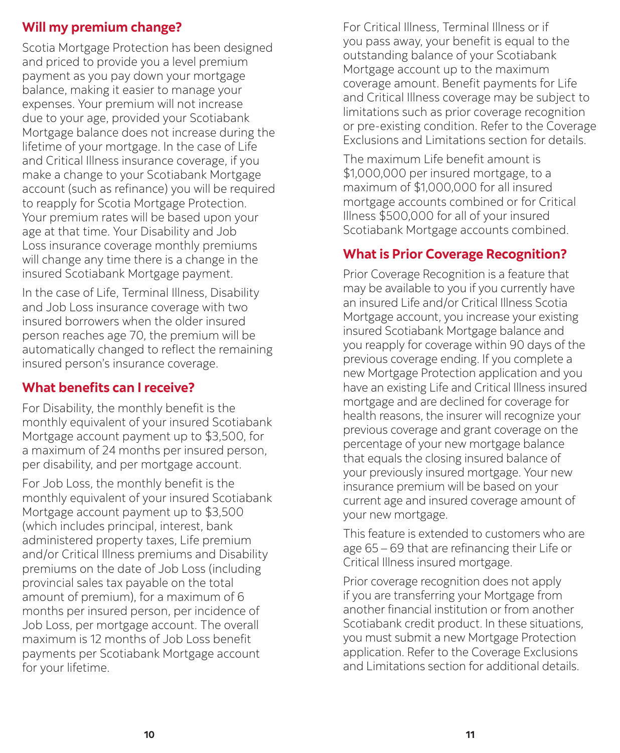## Will my premium change?

Scotia Mortgage Protection has been designed and priced to provide you a level premium payment as you pay down your mortgage balance, making it easier to manage your expenses. Your premium will not increase due to your age, provided your Scotiabank Mortgage balance does not increase during the lifetime of your mortgage. In the case of Life and Critical Illness insurance coverage, if you make a change to your Scotiabank Mortgage account (such as refinance) you will be required to reapply for Scotia Mortgage Protection. Your premium rates will be based upon your age at that time. Your Disability and Job Loss insurance coverage monthly premiums will change any time there is a change in the insured Scotiabank Mortgage payment.

In the case of Life, Terminal Illness, Disability and Job Loss insurance coverage with two insured borrowers when the older insured person reaches age 70, the premium will be automatically changed to reflect the remaining insured person's insurance coverage.

## What benefits can I receive?

For Disability, the monthly benefit is the monthly equivalent of your insured Scotiabank Mortgage account payment up to $3,500, for a maximum of 24 months per insured person, per disability, and per mortgage account.

For Job Loss, the monthly benefit is the monthly equivalent of your insured Scotiabank Mortgage account payment up to $3,500 (which includes principal, interest, bank administered property taxes, Life premium and/or Critical Illness premiums and Disability premiums on the date of Job Loss (including provincial sales tax payable on the total amount of premium), for a maximum of 6 months per insured person, per incidence of Job Loss, per mortgage account. The overall maximum is 12 months of Job Loss benefit payments per Scotiabank Mortgage account for your lifetime.

For Critical Illness, Terminal Illness or if you pass away, your benefit is equal to the outstanding balance of your Scotiabank Mortgage account up to the maximum coverage amount. Benefit payments for Life and Critical Illness coverage may be subject to limitations such as prior coverage recognition or pre-existing condition. Refer to the Coverage Exclusions and Limitations section for details.

The maximum Life benefit amount is $1,000,000 per insured mortgage, to a maximum of $1,000,000 for all insured mortgage accounts combined or for Critical Illness $500,000 for all of your insured Scotiabank Mortgage accounts combined.

## What is Prior Coverage Recognition?

Prior Coverage Recognition is a feature that may be available to you if you currently have an insured Life and/or Critical Illness Scotia Mortgage account, you increase your existing insured Scotiabank Mortgage balance and you reapply for coverage within 90 days of the previous coverage ending. If you complete a new Mortgage Protection application and you have an existing Life and Critical Illness insured mortgage and are declined for coverage for health reasons, the insurer will recognize your previous coverage and grant coverage on the percentage of your new mortgage balance that equals the closing insured balance of your previously insured mortgage. Your new insurance premium will be based on your current age and insured coverage amount of your new mortgage.

This feature is extended to customers who are age 65 – 69 that are refinancing their Life or Critical Illness insured mortgage.

Prior coverage recognition does not apply if you are transferring your Mortgage from another financial institution or from another Scotiabank credit product. In these situations, you must submit a new Mortgage Protection application. Refer to the Coverage Exclusions and Limitations section for additional details.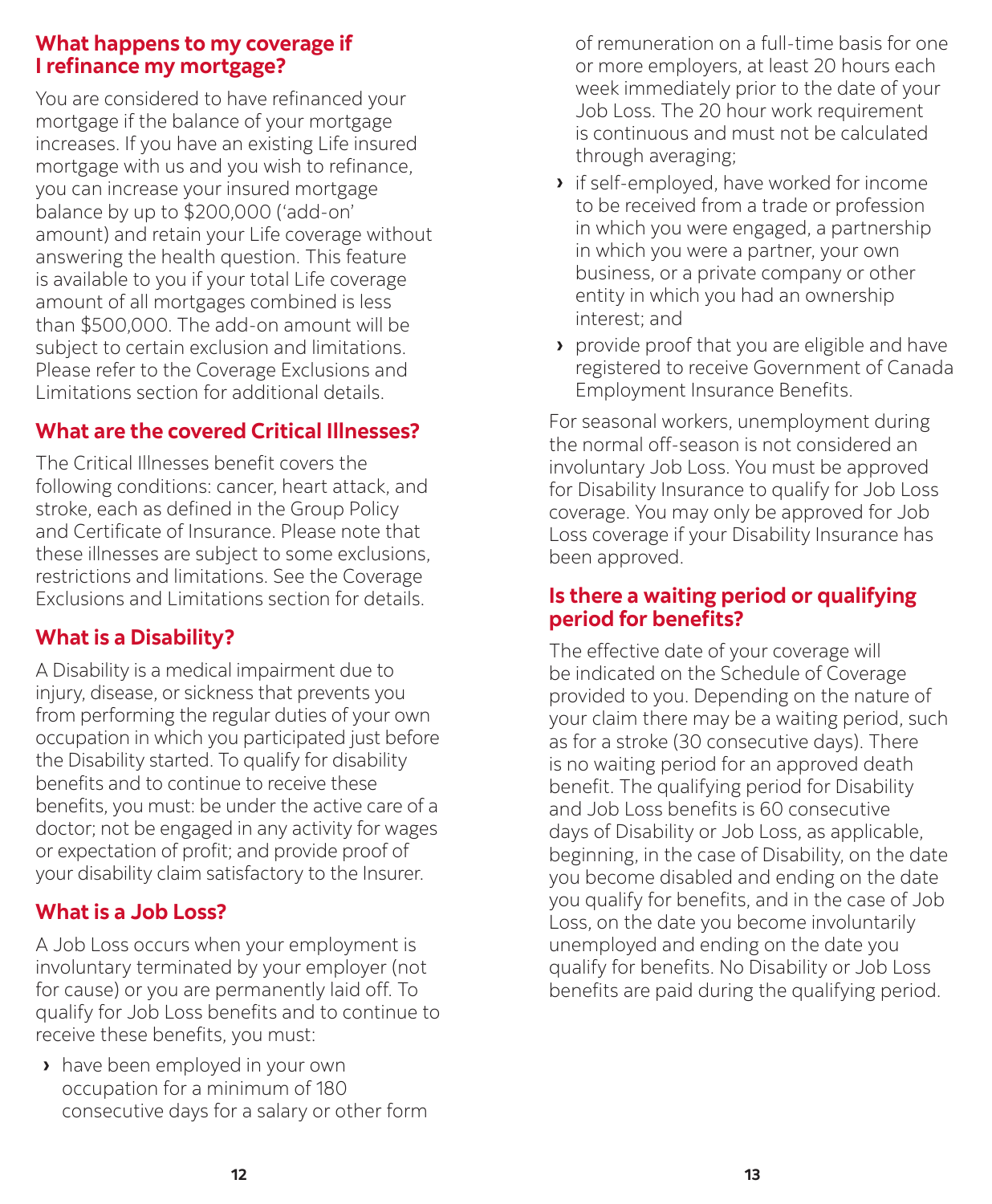## What happens to my coverage if I refinance my mortgage?

You are considered to have refinanced your mortgage if the balance of your mortgage increases. If you have an existing Life insured mortgage with us and you wish to refinance, you can increase your insured mortgage balance by up to $200,000 ('add-on' amount) and retain your Life coverage without answering the health question. This feature is available to you if your total Life coverage amount of all mortgages combined is less than $500,000. The add-on amount will be subject to certain exclusion and limitations. Please refer to the Coverage Exclusions and Limitations section for additional details.

## What are the covered Critical Illnesses?

The Critical Illnesses benefit covers the following conditions: cancer, heart attack, and stroke, each as defined in the Group Policy and Certificate of Insurance. Please note that these illnesses are subject to some exclusions, restrictions and limitations. See the Coverage Exclusions and Limitations section for details.

## What is a Disability?

A Disability is a medical impairment due to injury, disease, or sickness that prevents you from performing the regular duties of your own occupation in which you participated just before the Disability started. To qualify for disability benefits and to continue to receive these benefits, you must: be under the active care of a doctor; not be engaged in any activity for wages or expectation of profit; and provide proof of your disability claim satisfactory to the Insurer.

## What is a Job Loss?

A Job Loss occurs when your employment is involuntary terminated by your employer (not for cause) or you are permanently laid off. To qualify for Job Loss benefits and to continue to receive these benefits, you must:

- have been employed in your own occupation for a minimum of 180 consecutive days for a salary or other form of remuneration on a full-time basis for one or more employers, at least 20 hours each week immediately prior to the date of your Job Loss. The 20 hour work requirement is continuous and must not be calculated through averaging;
- if self-employed, have worked for income to be received from a trade or profession in which you were engaged, a partnership in which you were a partner, your own business, or a private company or other entity in which you had an ownership interest; and
- provide proof that you are eligible and have registered to receive Government of Canada Employment Insurance Benefits.

For seasonal workers, unemployment during the normal off-season is not considered an involuntary Job Loss. You must be approved for Disability Insurance to qualify for Job Loss coverage. You may only be approved for Job Loss coverage if your Disability Insurance has been approved.

## Is there a waiting period or qualifying period for benefits?

The effective date of your coverage will be indicated on the Schedule of Coverage provided to you. Depending on the nature of your claim there may be a waiting period, such as for a stroke (30 consecutive days). There is no waiting period for an approved death benefit. The qualifying period for Disability and Job Loss benefits is 60 consecutive days of Disability or Job Loss, as applicable, beginning, in the case of Disability, on the date you become disabled and ending on the date you qualify for benefits, and in the case of Job Loss, on the date you become involuntarily unemployed and ending on the date you qualify for benefits. No Disability or Job Loss benefits are paid during the qualifying period.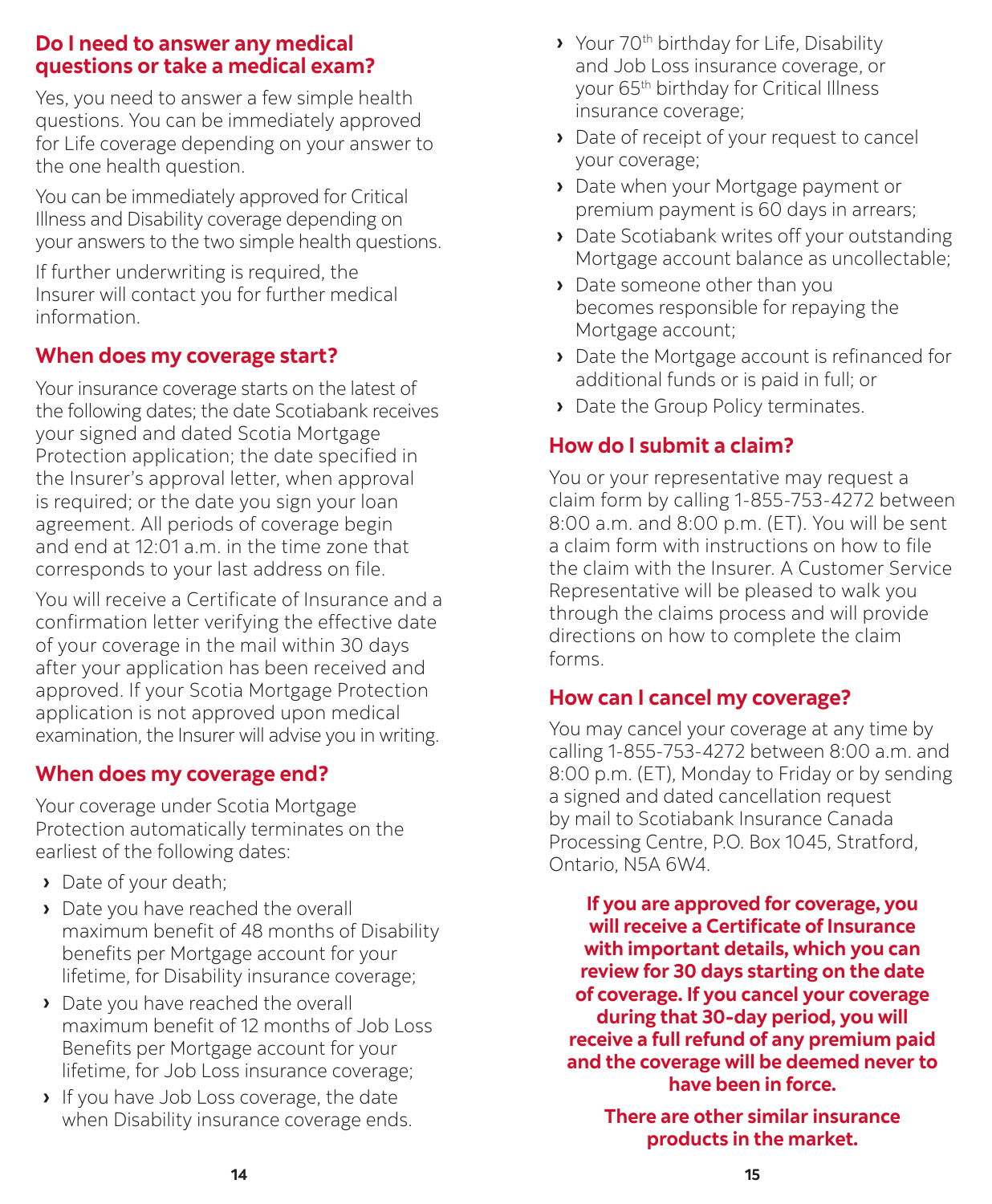## Do I need to answer any medical questions or take a medical exam?

Yes, you need to answer a few simple health questions. You can be immediately approved for Life coverage depending on your answer to the one health question.

You can be immediately approved for Critical Illness and Disability coverage depending on your answers to the two simple health questions.

If further underwriting is required, the Insurer will contact you for further medical information.

## When does my coverage start?

Your insurance coverage starts on the latest of the following dates; the date Scotiabank receives your signed and dated Scotia Mortgage Protection application; the date specified in the Insurer's approval letter, when approval is required; or the date you sign your loan agreement. All periods of coverage begin and end at 12:01 a.m. in the time zone that corresponds to your last address on file.

You will receive a Certificate of Insurance and a confirmation letter verifying the effective date of your coverage in the mail within 30 days after your application has been received and approved. If your Scotia Mortgage Protection application is not approved upon medical examination, the Insurer will advise you in writing.

## When does my coverage end?

Your coverage under Scotia Mortgage Protection automatically terminates on the earliest of the following dates:

- Date of your death;
- Date you have reached the overall maximum benefit of 48 months of Disability benefits per Mortgage account for your lifetime, for Disability insurance coverage;
- Date you have reached the overall maximum benefit of 12 months of Job Loss Benefits per Mortgage account for your lifetime, for Job Loss insurance coverage;
- If you have Job Loss coverage, the date when Disability insurance coverage ends.
- Your 70th birthday for Life, Disability and Job Loss insurance coverage, or your 65th birthday for Critical Illness insurance coverage;
- Date of receipt of your request to cancel your coverage;
- Date when your Mortgage payment or premium payment is 60 days in arrears;
- Date Scotiabank writes off your outstanding Mortgage account balance as uncollectable;
- Date someone other than you becomes responsible for repaying the Mortgage account;
- Date the Mortgage account is refinanced for additional funds or is paid in full; or
- Date the Group Policy terminates.

## How do I submit a claim?

You or your representative may request a claim form by calling 1-855-753-4272 between 8:00 a.m. and 8:00 p.m. (ET). You will be sent a claim form with instructions on how to file the claim with the Insurer. A Customer Service Representative will be pleased to walk you through the claims process and will provide directions on how to complete the claim forms.

## How can I cancel my coverage?

You may cancel your coverage at any time by calling 1-855-753-4272 between 8:00 a.m. and 8:00 p.m. (ET), Monday to Friday or by sending a signed and dated cancellation request by mail to Scotiabank Insurance Canada Processing Centre, P.O. Box 1045, Stratford, Ontario, N5A 6W4.

**If you are approved for coverage, you will receive a Certificate of Insurance with important details, which you can review for 30 days starting on the date of coverage. If you cancel your coverage during that 30-day period, you will receive a full refund of any premium paid and the coverage will be deemed never to have been in force.**

**There are other similar insurance products in the market.**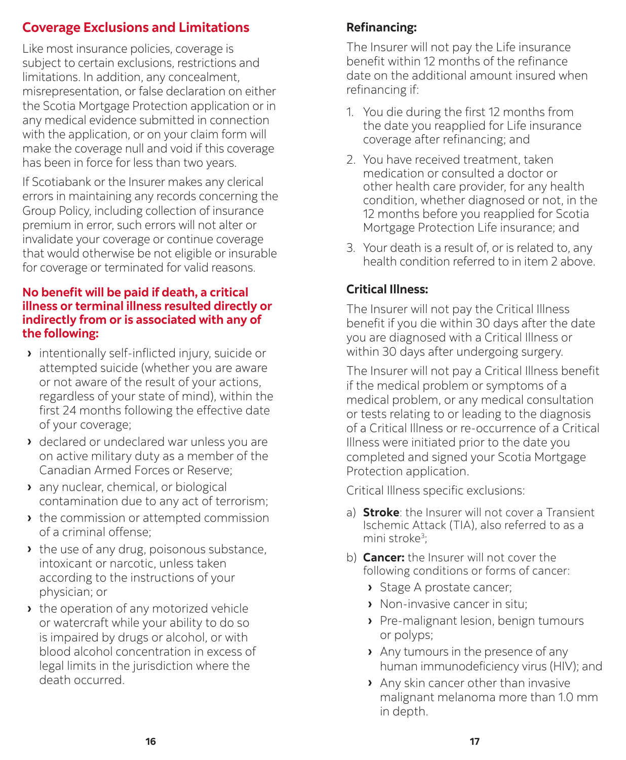## Coverage Exclusions and Limitations

Like most insurance policies, coverage is subject to certain exclusions, restrictions and limitations. In addition, any concealment, misrepresentation, or false declaration on either the Scotia Mortgage Protection application or in any medical evidence submitted in connection with the application, or on your claim form will make the coverage null and void if this coverage has been in force for less than two years.

If Scotiabank or the Insurer makes any clerical errors in maintaining any records concerning the Group Policy, including collection of insurance premium in error, such errors will not alter or invalidate your coverage or continue coverage that would otherwise be not eligible or insurable for coverage or terminated for valid reasons.

**No benefit will be paid if death, a critical illness or terminal illness resulted directly or indirectly from or is associated with any of the following:**

- intentionally self-inflicted injury, suicide or attempted suicide (whether you are aware or not aware of the result of your actions, regardless of your state of mind), within the first 24 months following the effective date of your coverage;
- declared or undeclared war unless you are on active military duty as a member of the Canadian Armed Forces or Reserve;
- any nuclear, chemical, or biological contamination due to any act of terrorism;
- the commission or attempted commission of a criminal offense;
- the use of any drug, poisonous substance, intoxicant or narcotic, unless taken according to the instructions of your physician; or
- the operation of any motorized vehicle or watercraft while your ability to do so is impaired by drugs or alcohol, or with blood alcohol concentration in excess of legal limits in the jurisdiction where the death occurred.

### Refinancing:

The Insurer will not pay the Life insurance benefit within 12 months of the refinance date on the additional amount insured when refinancing if:

1. You die during the first 12 months from the date you reapplied for Life insurance coverage after refinancing; and
2. You have received treatment, taken medication or consulted a doctor or other health care provider, for any health condition, whether diagnosed or not, in the 12 months before you reapplied for Scotia Mortgage Protection Life insurance; and
3. Your death is a result of, or is related to, any health condition referred to in item 2 above.

### Critical Illness:

The Insurer will not pay the Critical Illness benefit if you die within 30 days after the date you are diagnosed with a Critical Illness or within 30 days after undergoing surgery.

The Insurer will not pay a Critical Illness benefit if the medical problem or symptoms of a medical problem, or any medical consultation or tests relating to or leading to the diagnosis of a Critical Illness or re-occurrence of a Critical Illness were initiated prior to the date you completed and signed your Scotia Mortgage Protection application.

Critical Illness specific exclusions:

a) **Stroke**: the Insurer will not cover a Transient Ischemic Attack (TIA), also referred to as a mini stroke[3];

b) **Cancer:** the Insurer will not cover the following conditions or forms of cancer:
   - Stage A prostate cancer;
   - Non-invasive cancer in situ;
   - Pre-malignant lesion, benign tumours or polyps;
   - Any tumours in the presence of any human immunodeficiency virus (HIV); and
   - Any skin cancer other than invasive malignant melanoma more than 1.0 mm in depth.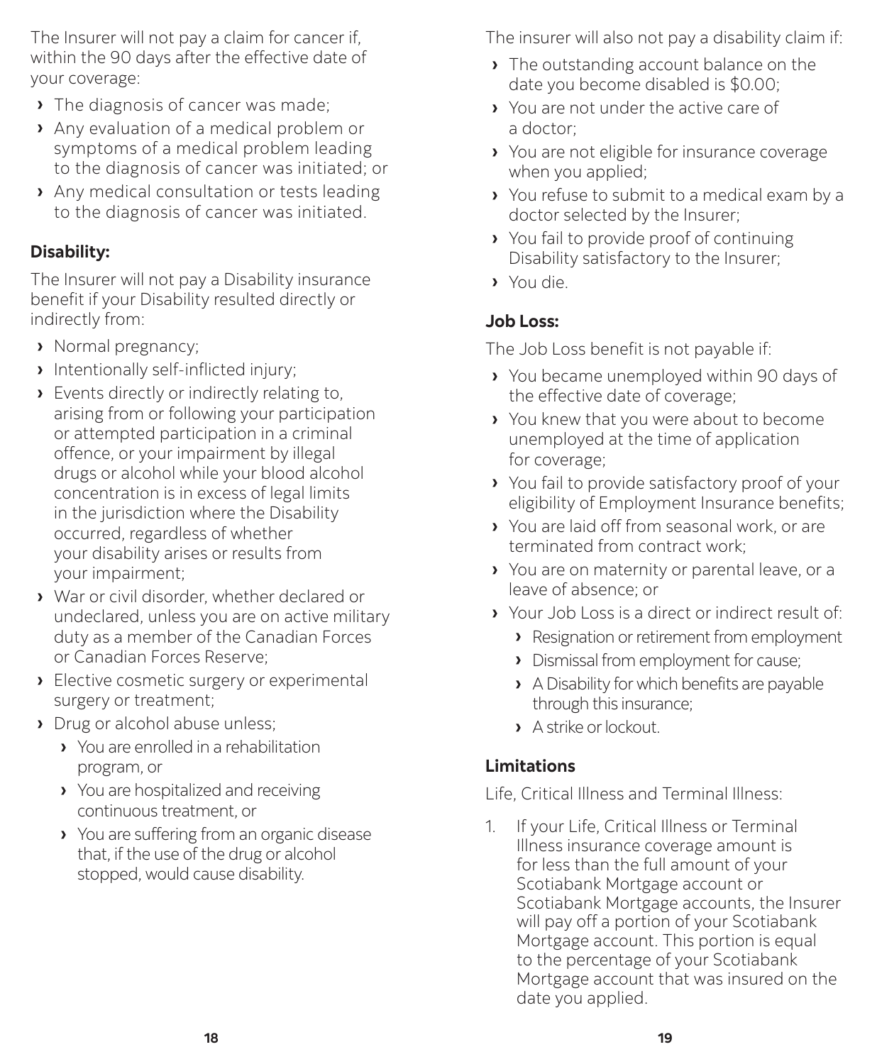The Insurer will not pay a claim for cancer if, within the 90 days after the effective date of your coverage:

- The diagnosis of cancer was made;
- Any evaluation of a medical problem or symptoms of a medical problem leading to the diagnosis of cancer was initiated; or
- Any medical consultation or tests leading to the diagnosis of cancer was initiated.

**Disability:**

The Insurer will not pay a Disability insurance benefit if your Disability resulted directly or indirectly from:

- Normal pregnancy;
- Intentionally self-inflicted injury;
- Events directly or indirectly relating to, arising from or following your participation or attempted participation in a criminal offence, or your impairment by illegal drugs or alcohol while your blood alcohol concentration is in excess of legal limits in the jurisdiction where the Disability occurred, regardless of whether your disability arises or results from your impairment;
- War or civil disorder, whether declared or undeclared, unless you are on active military duty as a member of the Canadian Forces or Canadian Forces Reserve;
- Elective cosmetic surgery or experimental surgery or treatment;
- Drug or alcohol abuse unless;
  - You are enrolled in a rehabilitation program, or
  - You are hospitalized and receiving continuous treatment, or
  - You are suffering from an organic disease that, if the use of the drug or alcohol stopped, would cause disability.

The insurer will also not pay a disability claim if:

- The outstanding account balance on the date you become disabled is $0.00;
- You are not under the active care of a doctor;
- You are not eligible for insurance coverage when you applied;
- You refuse to submit to a medical exam by a doctor selected by the Insurer;
- You fail to provide proof of continuing Disability satisfactory to the Insurer;
- You die.

**Job Loss:**

The Job Loss benefit is not payable if:

- You became unemployed within 90 days of the effective date of coverage;
- You knew that you were about to become unemployed at the time of application for coverage;
- You fail to provide satisfactory proof of your eligibility of Employment Insurance benefits;
- You are laid off from seasonal work, or are terminated from contract work;
- You are on maternity or parental leave, or a leave of absence; or
- Your Job Loss is a direct or indirect result of:
  - Resignation or retirement from employment
  - Dismissal from employment for cause;
  - A Disability for which benefits are payable through this insurance;
  - A strike or lockout.

**Limitations**

Life, Critical Illness and Terminal Illness:

1. If your Life, Critical Illness or Terminal Illness insurance coverage amount is for less than the full amount of your Scotiabank Mortgage account or Scotiabank Mortgage accounts, the Insurer will pay off a portion of your Scotiabank Mortgage account. This portion is equal to the percentage of your Scotiabank Mortgage account that was insured on the date you applied.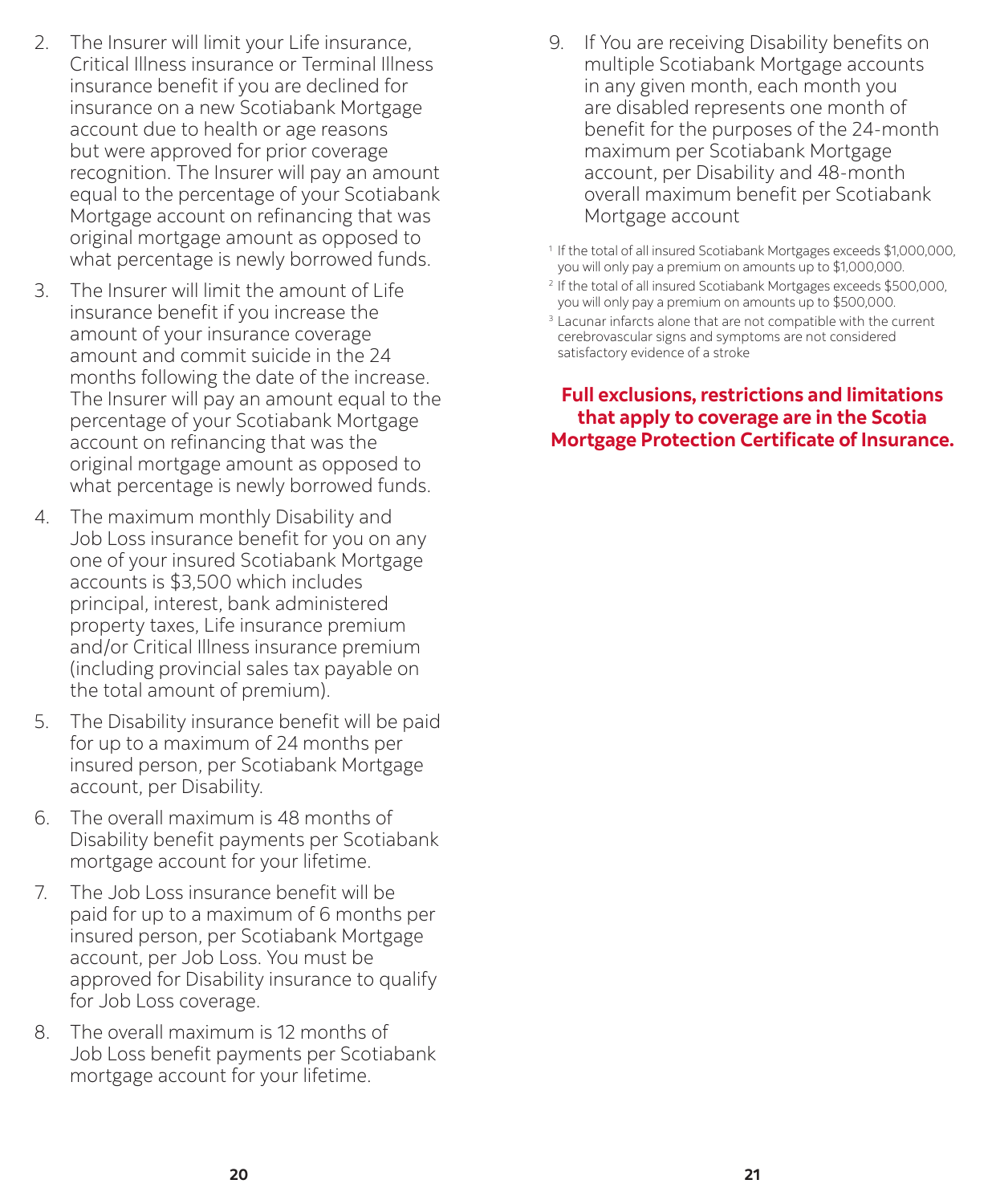2. The Insurer will limit your Life insurance, Critical Illness insurance or Terminal Illness insurance benefit if you are declined for insurance on a new Scotiabank Mortgage account due to health or age reasons but were approved for prior coverage recognition. The Insurer will pay an amount equal to the percentage of your Scotiabank Mortgage account on refinancing that was original mortgage amount as opposed to what percentage is newly borrowed funds.
3. The Insurer will limit the amount of Life insurance benefit if you increase the amount of your insurance coverage amount and commit suicide in the 24 months following the date of the increase. The Insurer will pay an amount equal to the percentage of your Scotiabank Mortgage account on refinancing that was the original mortgage amount as opposed to what percentage is newly borrowed funds.
4. The maximum monthly Disability and Job Loss insurance benefit for you on any one of your insured Scotiabank Mortgage accounts is $3,500 which includes principal, interest, bank administered property taxes, Life insurance premium and/or Critical Illness insurance premium (including provincial sales tax payable on the total amount of premium).
5. The Disability insurance benefit will be paid for up to a maximum of 24 months per insured person, per Scotiabank Mortgage account, per Disability.
6. The overall maximum is 48 months of Disability benefit payments per Scotiabank mortgage account for your lifetime.
7. The Job Loss insurance benefit will be paid for up to a maximum of 6 months per insured person, per Scotiabank Mortgage account, per Job Loss. You must be approved for Disability insurance to qualify for Job Loss coverage.
8. The overall maximum is 12 months of Job Loss benefit payments per Scotiabank mortgage account for your lifetime.
9. If You are receiving Disability benefits on multiple Scotiabank Mortgage accounts in any given month, each month you are disabled represents one month of benefit for the purposes of the 24-month maximum per Scotiabank Mortgage account, per Disability and 48-month overall maximum benefit per Scotiabank Mortgage account

[1] If the total of all insured Scotiabank Mortgages exceeds $1,000,000, you will only pay a premium on amounts up to $1,000,000.

[2] If the total of all insured Scotiabank Mortgages exceeds $500,000, you will only pay a premium on amounts up to $500,000.

[3] Lacunar infarcts alone that are not compatible with the current cerebrovascular signs and symptoms are not considered satisfactory evidence of a stroke

**Full exclusions, restrictions and limitations that apply to coverage are in the Scotia Mortgage Protection Certificate of Insurance.**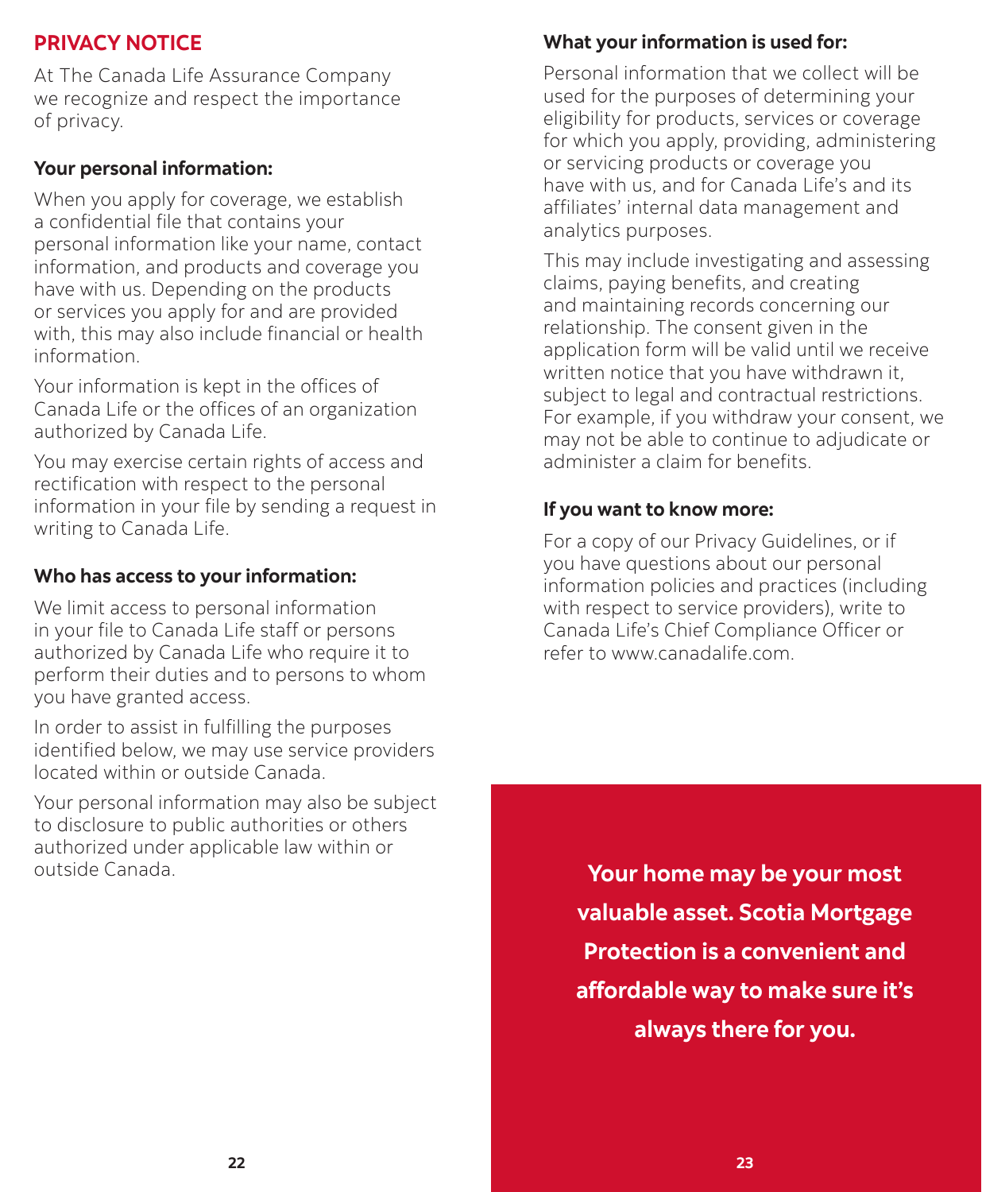## PRIVACY NOTICE

At The Canada Life Assurance Company we recognize and respect the importance of privacy.

### Your personal information:

When you apply for coverage, we establish a confidential file that contains your personal information like your name, contact information, and products and coverage you have with us. Depending on the products or services you apply for and are provided with, this may also include financial or health information.

Your information is kept in the offices of Canada Life or the offices of an organization authorized by Canada Life.

You may exercise certain rights of access and rectification with respect to the personal information in your file by sending a request in writing to Canada Life.

### Who has access to your information:

We limit access to personal information in your file to Canada Life staff or persons authorized by Canada Life who require it to perform their duties and to persons to whom you have granted access.

In order to assist in fulfilling the purposes identified below, we may use service providers located within or outside Canada.

Your personal information may also be subject to disclosure to public authorities or others authorized under applicable law within or outside Canada.

### What your information is used for:

Personal information that we collect will be used for the purposes of determining your eligibility for products, services or coverage for which you apply, providing, administering or servicing products or coverage you have with us, and for Canada Life's and its affiliates' internal data management and analytics purposes.

This may include investigating and assessing claims, paying benefits, and creating and maintaining records concerning our relationship. The consent given in the application form will be valid until we receive written notice that you have withdrawn it, subject to legal and contractual restrictions. For example, if you withdraw your consent, we may not be able to continue to adjudicate or administer a claim for benefits.

### If you want to know more:

For a copy of our Privacy Guidelines, or if you have questions about our personal information policies and practices (including with respect to service providers), write to Canada Life's Chief Compliance Officer or refer to www.canadalife.com.

**Your home may be your most valuable asset. Scotia Mortgage Protection is a convenient and affordable way to make sure it's always there for you.**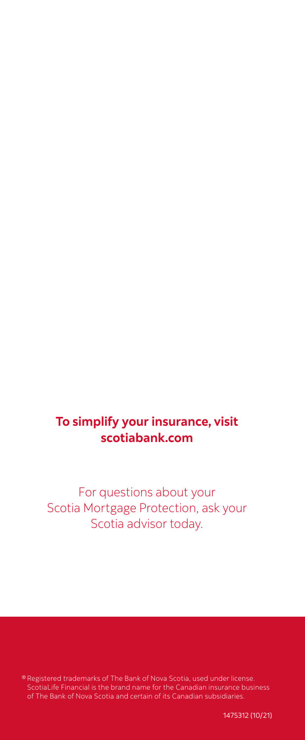**To simplify your insurance, visit scotiabank.com**

For questions about your Scotia Mortgage Protection, ask your Scotia advisor today.

® Registered trademarks of The Bank of Nova Scotia, used under license. ScotiaLife Financial is the brand name for the Canadian insurance business of The Bank of Nova Scotia and certain of its Canadian subsidiaries.

1475312 (10/21)